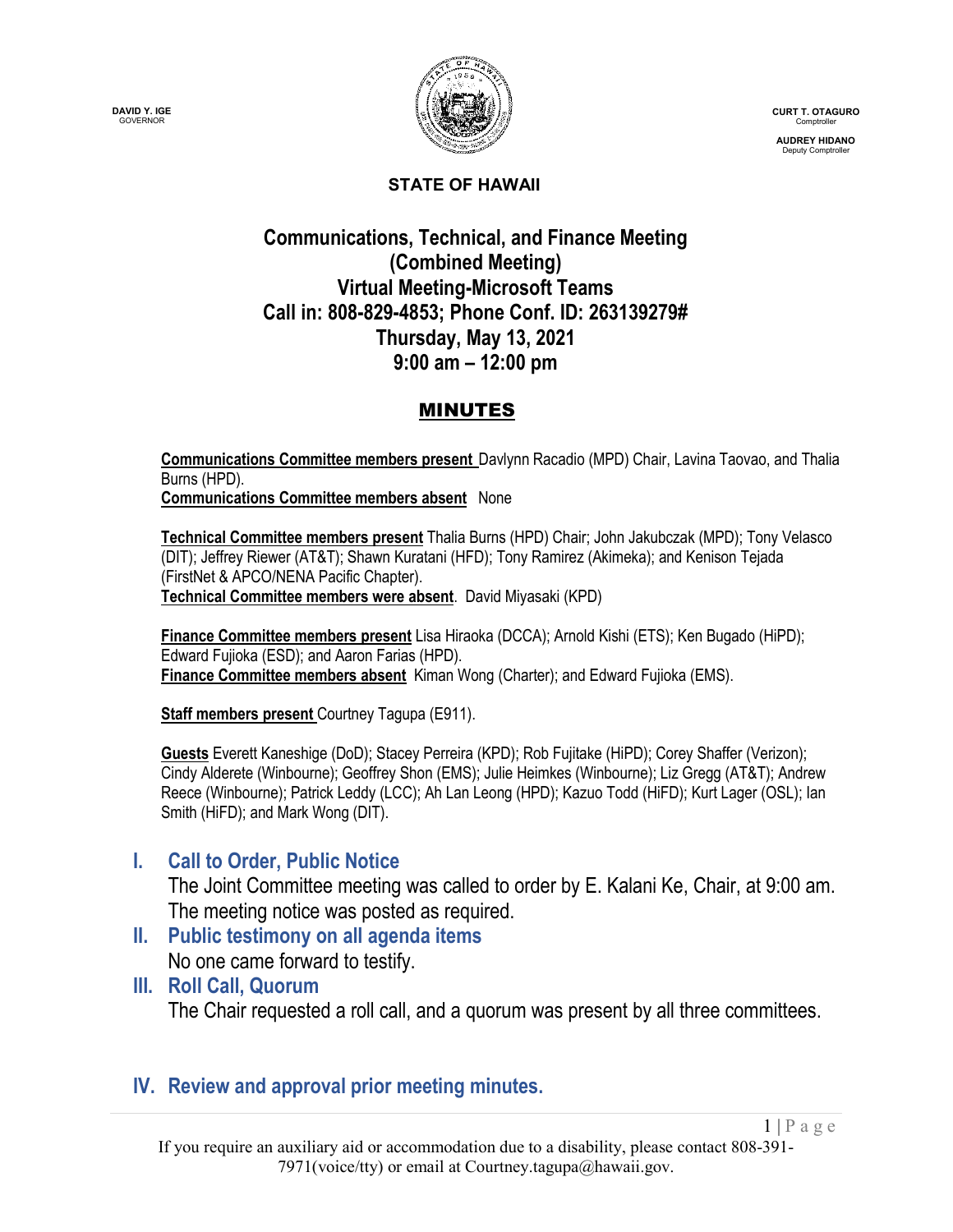DAVID Y. IGE
GOVERNOR

CURT T. OTAGURO
Comptroller

AUDREY HIDANO
Deputy Comptroller

**STATE OF HAWAII**

# Communications, Technical, and Finance Meeting (Combined Meeting)
# Virtual Meeting-Microsoft Teams
# Call in: 808-829-4853; Phone Conf. ID: 263139279#
# Thursday, May 13, 2021
# 9:00 am – 12:00 pm

## MINUTES

**Communications Committee members present** Davlynn Racadio (MPD) Chair, Lavina Taovao, and Thalia Burns (HPD).
**Communications Committee members absent** None

**Technical Committee members present** Thalia Burns (HPD) Chair; John Jakubczak (MPD); Tony Velasco (DIT); Jeffrey Riewer (AT&T); Shawn Kuratani (HFD); Tony Ramirez (Akimeka); and Kenison Tejada (FirstNet & APCO/NENA Pacific Chapter).
**Technical Committee members were absent**. David Miyasaki (KPD)

**Finance Committee members present** Lisa Hiraoka (DCCA); Arnold Kishi (ETS); Ken Bugado (HiPD); Edward Fujioka (ESD); and Aaron Farias (HPD).
**Finance Committee members absent** Kiman Wong (Charter); and Edward Fujioka (EMS).

**Staff members present** Courtney Tagupa (E911).

**Guests** Everett Kaneshige (DoD); Stacey Perreira (KPD); Rob Fujitake (HiPD); Corey Shaffer (Verizon); Cindy Alderete (Winbourne); Geoffrey Shon (EMS); Julie Heimkes (Winbourne); Liz Gregg (AT&T); Andrew Reece (Winbourne); Patrick Leddy (LCC); Ah Lan Leong (HPD); Kazuo Todd (HiFD); Kurt Lager (OSL); Ian Smith (HiFD); and Mark Wong (DIT).

## I. Call to Order, Public Notice

The Joint Committee meeting was called to order by E. Kalani Ke, Chair, at 9:00 am. The meeting notice was posted as required.

## II. Public testimony on all agenda items

No one came forward to testify.

## III. Roll Call, Quorum

The Chair requested a roll call, and a quorum was present by all three committees.

## IV. Review and approval prior meeting minutes.

If you require an auxiliary aid or accommodation due to a disability, please contact 808-391-7971(voice/tty) or email at Courtney.tagupa@hawaii.gov.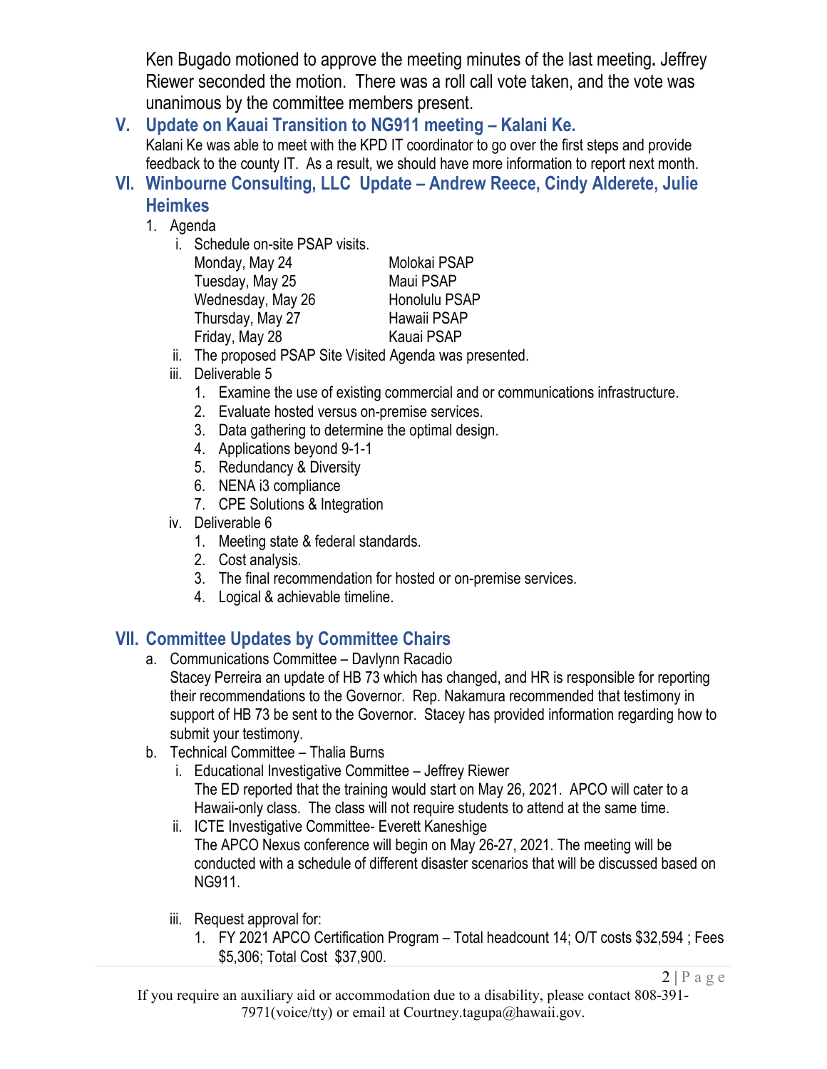Ken Bugado motioned to approve the meeting minutes of the last meeting. Jeffrey Riewer seconded the motion. There was a roll call vote taken, and the vote was unanimous by the committee members present.

## V. Update on Kauai Transition to NG911 meeting – Kalani Ke.

Kalani Ke was able to meet with the KPD IT coordinator to go over the first steps and provide feedback to the county IT. As a result, we should have more information to report next month.

## VI. Winbourne Consulting, LLC Update – Andrew Reece, Cindy Alderete, Julie Heimkes

1. Agenda
   1. Schedule on-site PSAP visits.

      | | |
      |---|---|
      | Monday, May 24 | Molokai PSAP |
      | Tuesday, May 25 | Maui PSAP |
      | Wednesday, May 26 | Honolulu PSAP |
      | Thursday, May 27 | Hawaii PSAP |
      | Friday, May 28 | Kauai PSAP |

   2. The proposed PSAP Site Visited Agenda was presented.
   3. Deliverable 5
      1. Examine the use of existing commercial and or communications infrastructure.
      2. Evaluate hosted versus on-premise services.
      3. Data gathering to determine the optimal design.
      4. Applications beyond 9-1-1
      5. Redundancy & Diversity
      6. NENA i3 compliance
      7. CPE Solutions & Integration
   4. Deliverable 6
      1. Meeting state & federal standards.
      2. Cost analysis.
      3. The final recommendation for hosted or on-premise services.
      4. Logical & achievable timeline.

## VII. Committee Updates by Committee Chairs

a. Communications Committee – Davlynn Racadio

Stacey Perreira an update of HB 73 which has changed, and HR is responsible for reporting their recommendations to the Governor. Rep. Nakamura recommended that testimony in support of HB 73 be sent to the Governor. Stacey has provided information regarding how to submit your testimony.

b. Technical Committee – Thalia Burns

i. Educational Investigative Committee – Jeffrey Riewer

The ED reported that the training would start on May 26, 2021. APCO will cater to a Hawaii-only class. The class will not require students to attend at the same time.

ii. ICTE Investigative Committee- Everett Kaneshige

The APCO Nexus conference will begin on May 26-27, 2021. The meeting will be conducted with a schedule of different disaster scenarios that will be discussed based on NG911.

iii. Request approval for:

1. FY 2021 APCO Certification Program – Total headcount 14; O/T costs $32,594 ; Fees $5,306; Total Cost $37,900.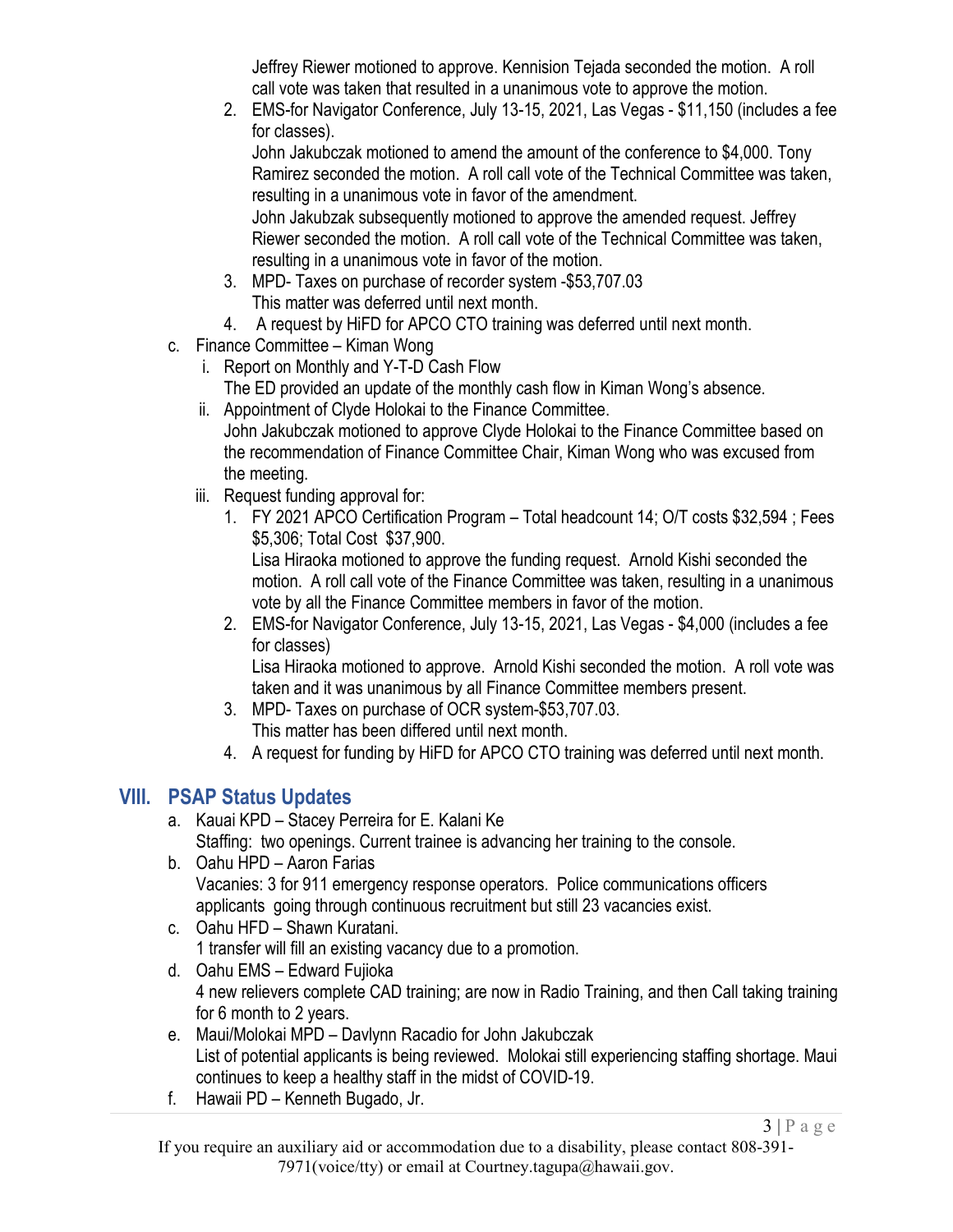Jeffrey Riewer motioned to approve. Kennision Tejada seconded the motion. A roll call vote was taken that resulted in a unanimous vote to approve the motion.

2. EMS-for Navigator Conference, July 13-15, 2021, Las Vegas - $11,150 (includes a fee for classes).
   John Jakubczak motioned to amend the amount of the conference to $4,000. Tony Ramirez seconded the motion. A roll call vote of the Technical Committee was taken, resulting in a unanimous vote in favor of the amendment.
   John Jakubzak subsequently motioned to approve the amended request. Jeffrey Riewer seconded the motion. A roll call vote of the Technical Committee was taken, resulting in a unanimous vote in favor of the motion.
3. MPD- Taxes on purchase of recorder system -$53,707.03
   This matter was deferred until next month.
4. A request by HiFD for APCO CTO training was deferred until next month.

c. Finance Committee – Kiman Wong
   i. Report on Monthly and Y-T-D Cash Flow
      The ED provided an update of the monthly cash flow in Kiman Wong's absence.
   ii. Appointment of Clyde Holokai to the Finance Committee.
      John Jakubczak motioned to approve Clyde Holokai to the Finance Committee based on the recommendation of Finance Committee Chair, Kiman Wong who was excused from the meeting.
   iii. Request funding approval for:
      1. FY 2021 APCO Certification Program – Total headcount 14; O/T costs $32,594 ; Fees $5,306; Total Cost $37,900.
         Lisa Hiraoka motioned to approve the funding request. Arnold Kishi seconded the motion. A roll call vote of the Finance Committee was taken, resulting in a unanimous vote by all the Finance Committee members in favor of the motion.
      2. EMS-for Navigator Conference, July 13-15, 2021, Las Vegas - $4,000 (includes a fee for classes)
         Lisa Hiraoka motioned to approve. Arnold Kishi seconded the motion. A roll vote was taken and it was unanimous by all Finance Committee members present.
      3. MPD- Taxes on purchase of OCR system-$53,707.03.
         This matter has been differed until next month.
      4. A request for funding by HiFD for APCO CTO training was deferred until next month.

## VIII. PSAP Status Updates

a. Kauai KPD – Stacey Perreira for E. Kalani Ke
   Staffing: two openings. Current trainee is advancing her training to the console.
b. Oahu HPD – Aaron Farias
   Vacanies: 3 for 911 emergency response operators. Police communications officers applicants going through continuous recruitment but still 23 vacancies exist.
c. Oahu HFD – Shawn Kuratani.
   1 transfer will fill an existing vacancy due to a promotion.
d. Oahu EMS – Edward Fujioka
   4 new relievers complete CAD training; are now in Radio Training, and then Call taking training for 6 month to 2 years.
e. Maui/Molokai MPD – Davlynn Racadio for John Jakubczak
   List of potential applicants is being reviewed. Molokai still experiencing staffing shortage. Maui continues to keep a healthy staff in the midst of COVID-19.
f. Hawaii PD – Kenneth Bugado, Jr.

If you require an auxiliary aid or accommodation due to a disability, please contact 808-391-7971(voice/tty) or email at Courtney.tagupa@hawaii.gov.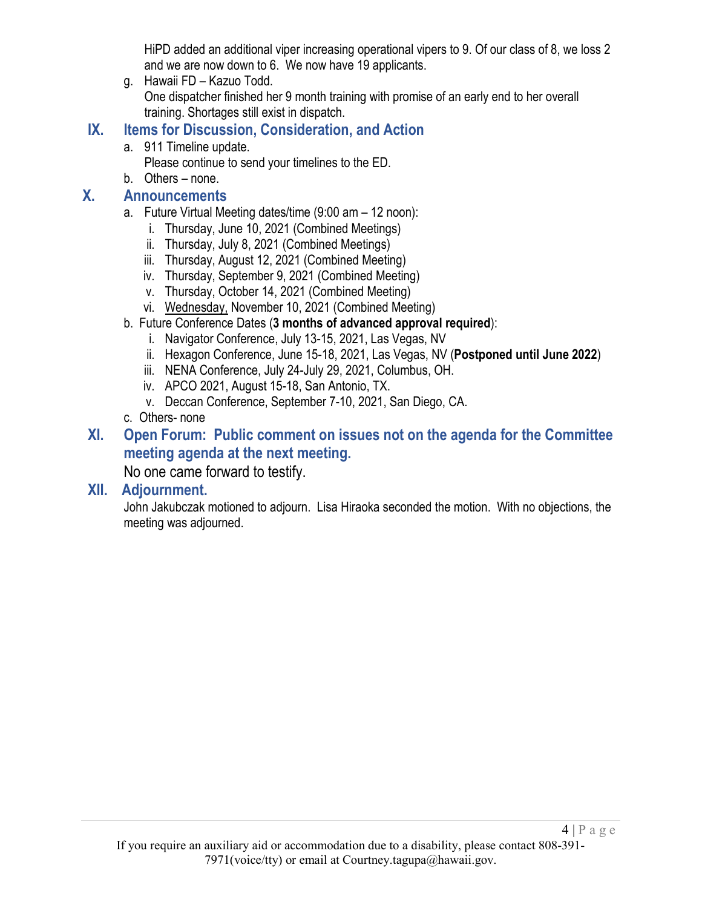HiPD added an additional viper increasing operational vipers to 9. Of our class of 8, we loss 2 and we are now down to 6. We now have 19 applicants.

g. Hawaii FD – Kazuo Todd.
   One dispatcher finished her 9 month training with promise of an early end to her overall training. Shortages still exist in dispatch.

## IX. Items for Discussion, Consideration, and Action

a. 911 Timeline update.
   Please continue to send your timelines to the ED.
b. Others – none.

## X. Announcements

a. Future Virtual Meeting dates/time (9:00 am – 12 noon):
   i. Thursday, June 10, 2021 (Combined Meetings)
   ii. Thursday, July 8, 2021 (Combined Meetings)
   iii. Thursday, August 12, 2021 (Combined Meeting)
   iv. Thursday, September 9, 2021 (Combined Meeting)
   v. Thursday, October 14, 2021 (Combined Meeting)
   vi. <u>Wednesday,</u> November 10, 2021 (Combined Meeting)
b. Future Conference Dates (**3 months of advanced approval required**):
   i. Navigator Conference, July 13-15, 2021, Las Vegas, NV
   ii. Hexagon Conference, June 15-18, 2021, Las Vegas, NV (**Postponed until June 2022**)
   iii. NENA Conference, July 24-July 29, 2021, Columbus, OH.
   iv. APCO 2021, August 15-18, San Antonio, TX.
   v. Deccan Conference, September 7-10, 2021, San Diego, CA.
c. Others- none

## XI. Open Forum: Public comment on issues not on the agenda for the Committee meeting agenda at the next meeting.

No one came forward to testify.

## XII. Adjournment.

John Jakubczak motioned to adjourn. Lisa Hiraoka seconded the motion. With no objections, the meeting was adjourned.

If you require an auxiliary aid or accommodation due to a disability, please contact 808-391-7971(voice/tty) or email at Courtney.tagupa@hawaii.gov.